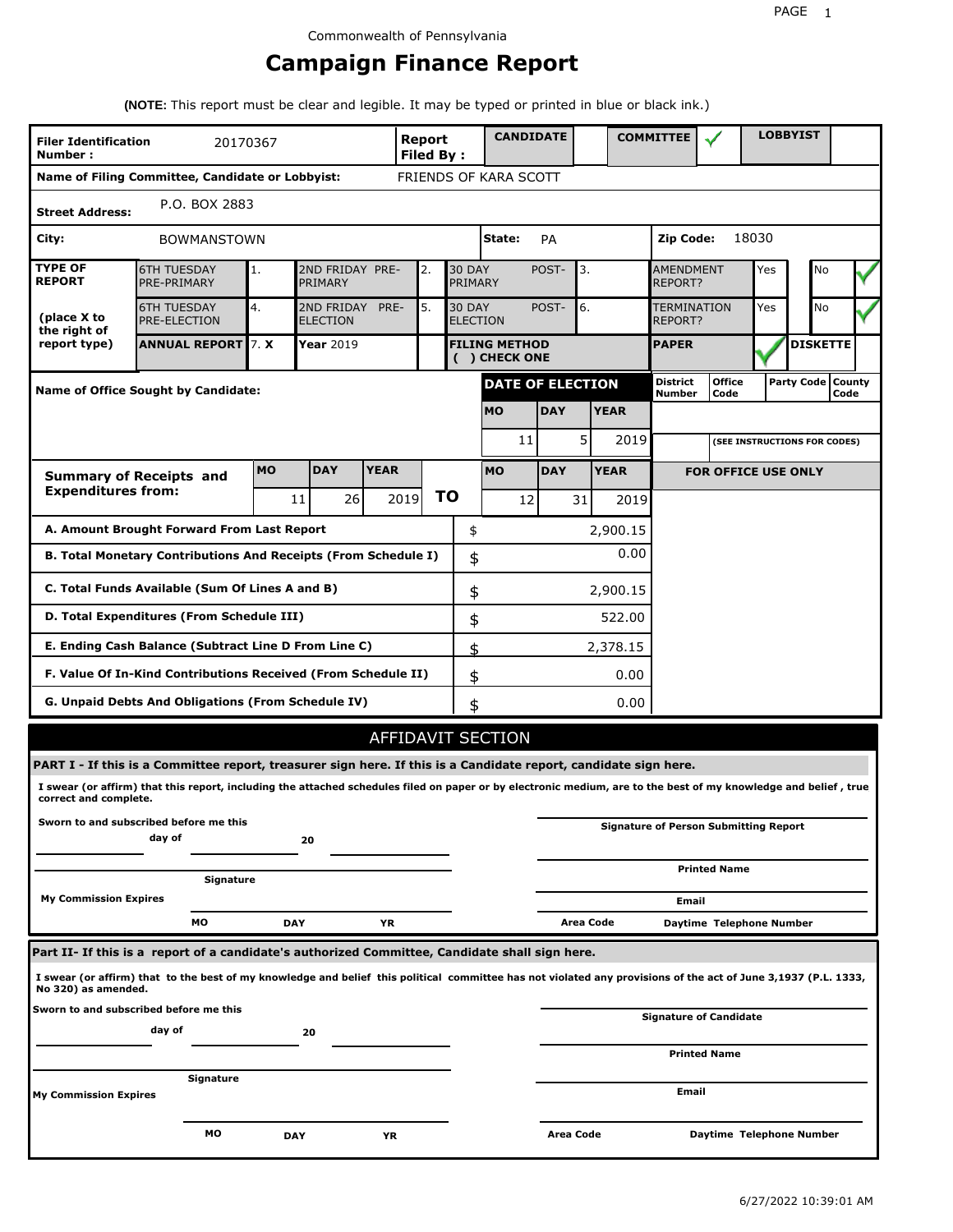Commonwealth of Pennsylvania

# Campaign Finance Report

**(NOTE:** This report must be clear and legible. It may be typed or printed in blue or black ink.)

| **Filer Identification Number :** | 20170367 | **Report Filed By :** | **CANDIDATE** | | **COMMITTEE** | ✓ | **LOBBYIST** | |
|---|---|---|---|---|---|---|---|---|

**Name of Filing Committee, Candidate or Lobbyist:** FRIENDS OF KARA SCOTT

**Street Address:** P.O. BOX 2883

**City:** BOWMANSTOWN **State:** PA **Zip Code:** 18030

| **TYPE OF REPORT** | 6TH TUESDAY PRE-PRIMARY | 1. | 2ND FRIDAY PRE-PRIMARY | 2. | 30 DAY POST-PRIMARY | 3. | AMENDMENT REPORT? | Yes | | No | ✓ |
|---|---|---|---|---|---|---|---|---|---|---|---|
| **(place X to the right of report type)** | 6TH TUESDAY PRE-ELECTION | 4. | 2ND FRIDAY PRE-ELECTION | 5. | 30 DAY POST-ELECTION | 6. | TERMINATION REPORT? | Yes | | No | ✓ |
| | **ANNUAL REPORT** | 7. **X** | **Year** 2019 | | **FILING METHOD ( ) CHECK ONE** | | **PAPER** | ✓ | **DISKETTE** | | |

**Name of Office Sought by Candidate:**

| **DATE OF ELECTION** | | |
|---|---|---|
| **MO** | **DAY** | **YEAR** |
| 11 | 5 | 2019 |

| **District Number** | **Office Code** | **Party Code** | **County Code** |
|---|---|---|---|
| | | | |

**(SEE INSTRUCTIONS FOR CODES)**

| **Summary of Receipts and Expenditures from:** | **MO** | **DAY** | **YEAR** | **TO** | **MO** | **DAY** | **YEAR** |
|---|---|---|---|---|---|---|---|
| | 11 | 26 | 2019 | | 12 | 31 | 2019 |

**FOR OFFICE USE ONLY**

| | | |
|---|---|---|
| **A. Amount Brought Forward From Last Report** | $ | 2,900.15 |
| **B. Total Monetary Contributions And Receipts (From Schedule I)** | $ | 0.00 |
| **C. Total Funds Available (Sum Of Lines A and B)** | $ | 2,900.15 |
| **D. Total Expenditures (From Schedule III)** | $ | 522.00 |
| **E. Ending Cash Balance (Subtract Line D From Line C)** | $ | 2,378.15 |
| **F. Value Of In-Kind Contributions Received (From Schedule II)** | $ | 0.00 |
| **G. Unpaid Debts And Obligations (From Schedule IV)** | $ | 0.00 |

## AFFIDAVIT SECTION

**PART I - If this is a Committee report, treasurer sign here. If this is a Candidate report, candidate sign here.**

**I swear (or affirm) that this report, including the attached schedules filed on paper or by electronic medium, are to the best of my knowledge and belief , true correct and complete.**

**Sworn to and subscribed before me this** ______ **day of** ______ **20** ______

______ **Signature**

**My Commission Expires** ______ **MO** ______ **DAY** ______ **YR**

______ **Signature of Person Submitting Report**

______ **Printed Name**

______ **Email**

**Area Code** ______ **Daytime Telephone Number**

**Part II- If this is a report of a candidate's authorized Committee, Candidate shall sign here.**

**I swear (or affirm) that to the best of my knowledge and belief this political committee has not violated any provisions of the act of June 3,1937 (P.L. 1333, No 320) as amended.**

**Sworn to and subscribed before me this** ______ **day of** ______ **20** ______

______ **Signature**

**My Commission Expires** ______ **MO** ______ **DAY** ______ **YR**

______ **Signature of Candidate**

______ **Printed Name**

______ **Email**

**Area Code** ______ **Daytime Telephone Number**

6/27/2022 10:39:01 AM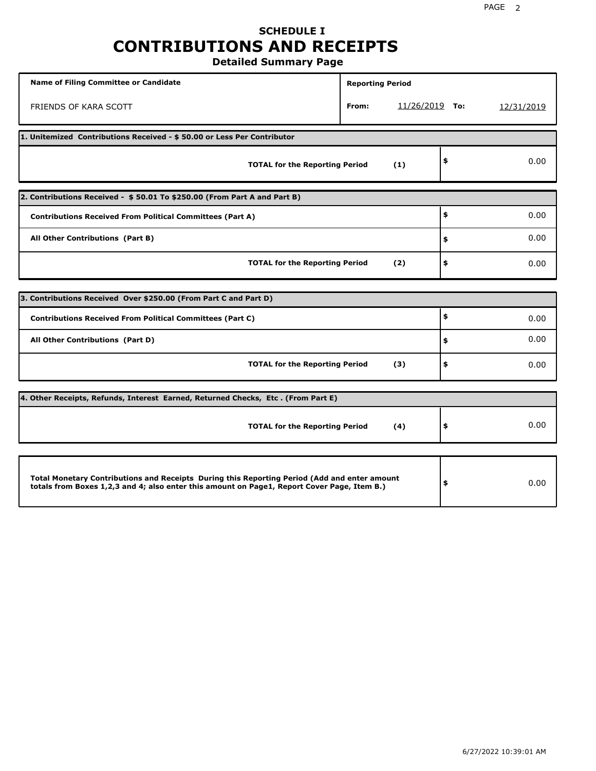# SCHEDULE I
# CONTRIBUTIONS AND RECEIPTS
## Detailed Summary Page

| Name of Filing Committee or Candidate | Reporting Period |
|---|---|
| FRIENDS OF KARA SCOTT | From: 11/26/2019 To: 12/31/2019 |

**1. Unitemized Contributions Received - $ 50.00 or Less Per Contributor**

| | | |
|---|---|---|
| **TOTAL for the Reporting Period** | **(1)** | $ 0.00 |

**2. Contributions Received - $ 50.01 To $250.00 (From Part A and Part B)**

| | | |
|---|---|---|
| **Contributions Received From Political Committees (Part A)** | | $ 0.00 |
| **All Other Contributions (Part B)** | | $ 0.00 |
| **TOTAL for the Reporting Period** | **(2)** | $ 0.00 |

**3. Contributions Received Over $250.00 (From Part C and Part D)**

| | | |
|---|---|---|
| **Contributions Received From Political Committees (Part C)** | | $ 0.00 |
| **All Other Contributions (Part D)** | | $ 0.00 |
| **TOTAL for the Reporting Period** | **(3)** | $ 0.00 |

**4. Other Receipts, Refunds, Interest Earned, Returned Checks, Etc . (From Part E)**

| | | |
|---|---|---|
| **TOTAL for the Reporting Period** | **(4)** | $ 0.00 |

| | |
|---|---|
| **Total Monetary Contributions and Receipts During this Reporting Period (Add and enter amount totals from Boxes 1,2,3 and 4; also enter this amount on Page1, Report Cover Page, Item B.)** | $ 0.00 |

6/27/2022 10:39:01 AM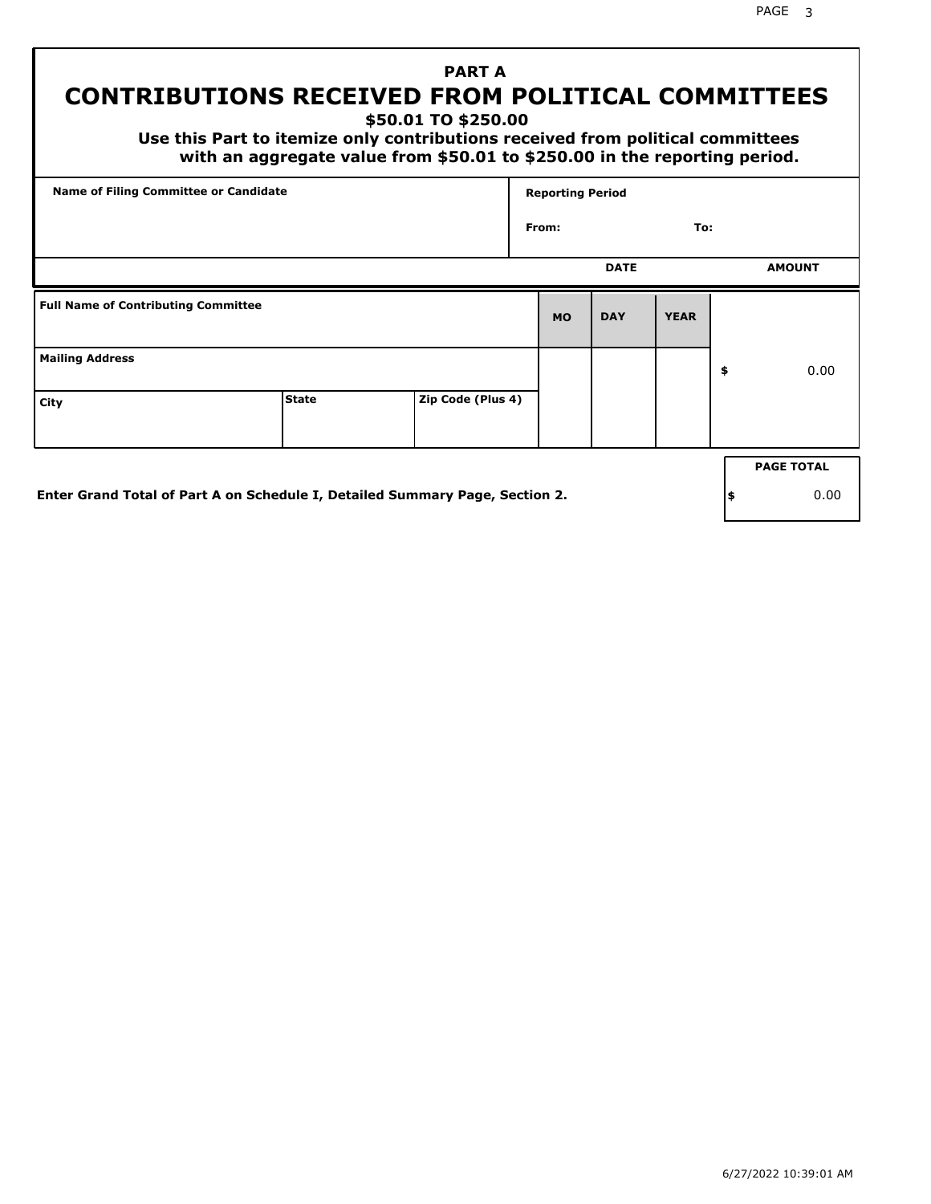# PART A
# CONTRIBUTIONS RECEIVED FROM POLITICAL COMMITTEES

**$50.01 TO $250.00**

**Use this Part to itemize only contributions received from political committees with an aggregate value from $50.01 to $250.00 in the reporting period.**

| Name of Filing Committee or Candidate | Reporting Period |
|---|---|
| | From: To: |

| Full Name of Contributing Committee | | | DATE MO | DATE DAY | DATE YEAR | AMOUNT |
|---|---|---|---|---|---|---|
| Mailing Address | | | | | | $ 0.00 |
| City | State | Zip Code (Plus 4) | | | | |

**Enter Grand Total of Part A on Schedule I, Detailed Summary Page, Section 2.**

| PAGE TOTAL |
|---|
| $ 0.00 |

6/27/2022 10:39:01 AM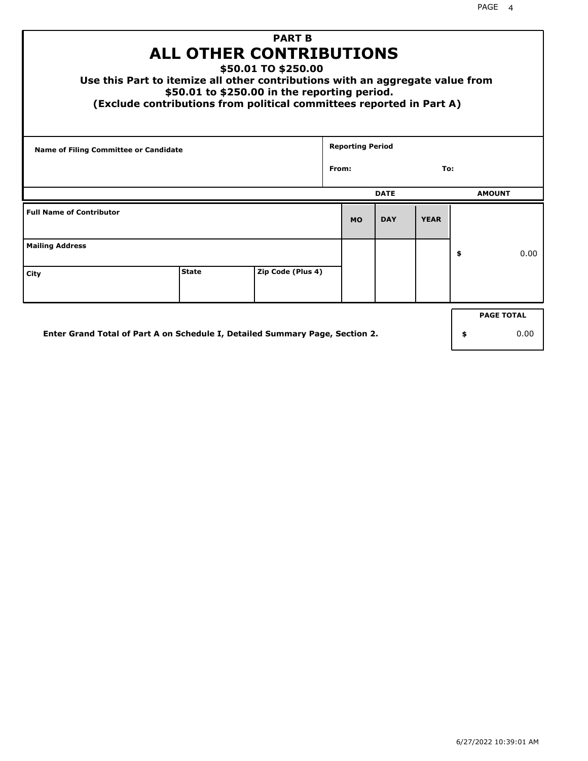## PART B

# ALL OTHER CONTRIBUTIONS

**$50.01 TO $250.00**

**Use this Part to itemize all other contributions with an aggregate value from $50.01 to $250.00 in the reporting period.**

**(Exclude contributions from political committees reported in Part A)**

| Name of Filing Committee or Candidate | Reporting Period |
|---|---|
| | From: To: |

| Full Name of Contributor | | | DATE MO | DATE DAY | DATE YEAR | AMOUNT |
|---|---|---|---|---|---|---|
| Mailing Address | | | | | | $ 0.00 |
| City | State | Zip Code (Plus 4) | | | | |

Enter Grand Total of Part A on Schedule I, Detailed Summary Page, Section 2.

| PAGE TOTAL |
|---|
| $ 0.00 |

6/27/2022 10:39:01 AM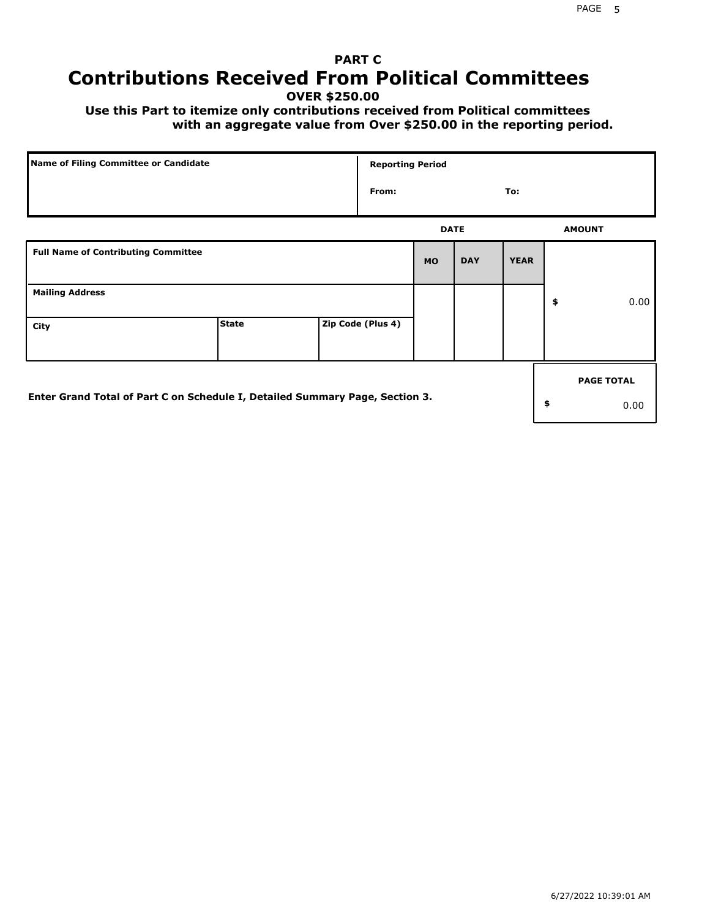# PART C
## Contributions Received From Political Committees

**OVER $250.00**

**Use this Part to itemize only contributions received from Political committees with an aggregate value from Over $250.00 in the reporting period.**

| Name of Filing Committee or Candidate | Reporting Period |
|---|---|
| | From: To: |

| Full Name of Contributing Committee | | | DATE MO | DATE DAY | DATE YEAR | AMOUNT |
|---|---|---|---|---|---|---|
| Mailing Address | | | | | | $ 0.00 |
| City | State | Zip Code (Plus 4) | | | | |

**Enter Grand Total of Part C on Schedule I, Detailed Summary Page, Section 3.**

| PAGE TOTAL |
|---|
| $ 0.00 |

6/27/2022 10:39:01 AM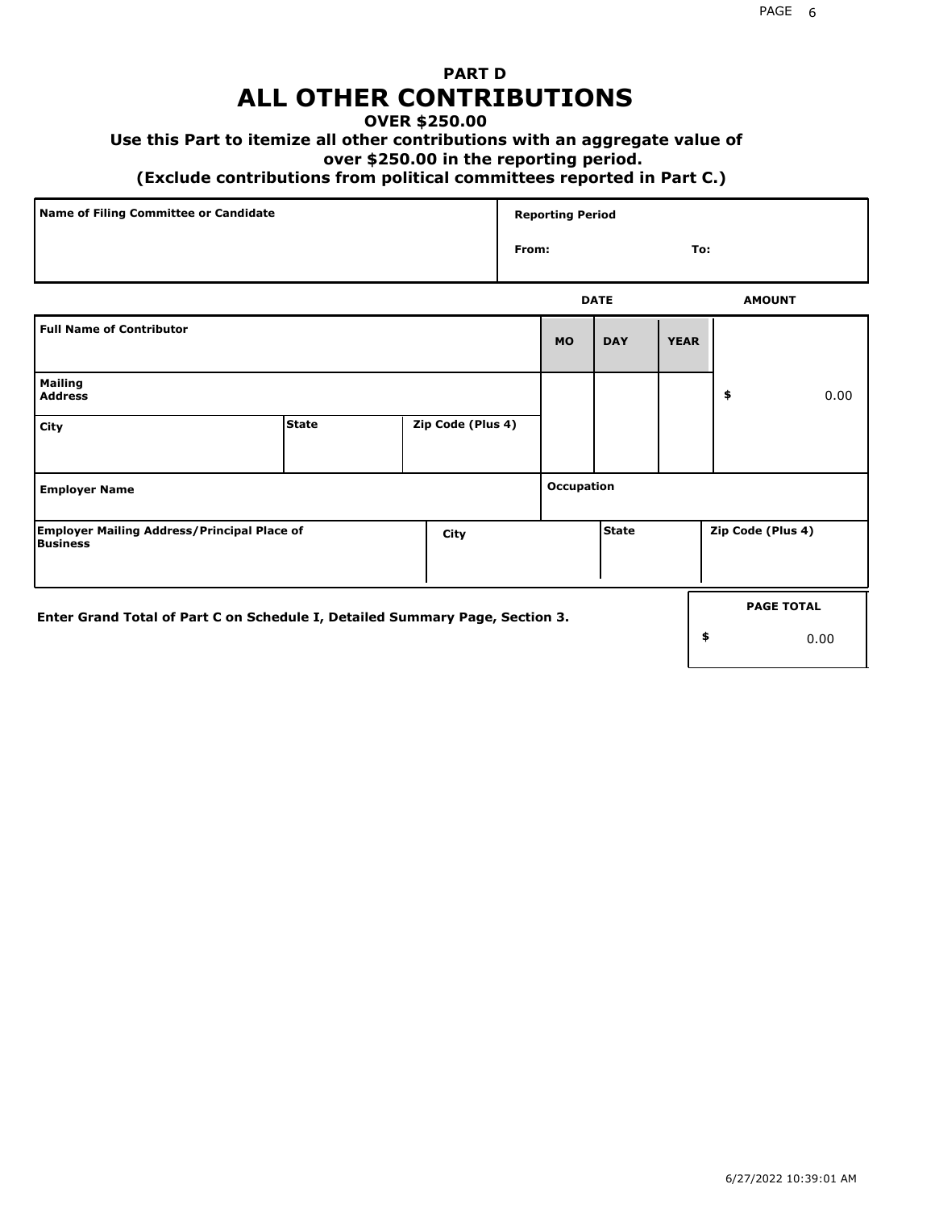# PART D
# ALL OTHER CONTRIBUTIONS

**OVER $250.00**

**Use this Part to itemize all other contributions with an aggregate value of over $250.00 in the reporting period.**

**(Exclude contributions from political committees reported in Part C.)**

| Name of Filing Committee or Candidate | Reporting Period |
|---|---|
| | From: To: |

| Full Name of Contributor | | | DATE MO | DAY | YEAR | AMOUNT |
|---|---|---|---|---|---|---|
| Mailing Address | | | | | | $ 0.00 |
| City | State | Zip Code (Plus 4) | | | | |
| Employer Name | | | Occupation | | | |
| Employer Mailing Address/Principal Place of Business | City | | | State | | Zip Code (Plus 4) |

**Enter Grand Total of Part C on Schedule I, Detailed Summary Page, Section 3.**

| PAGE TOTAL |
|---|
| $ 0.00 |

6/27/2022 10:39:01 AM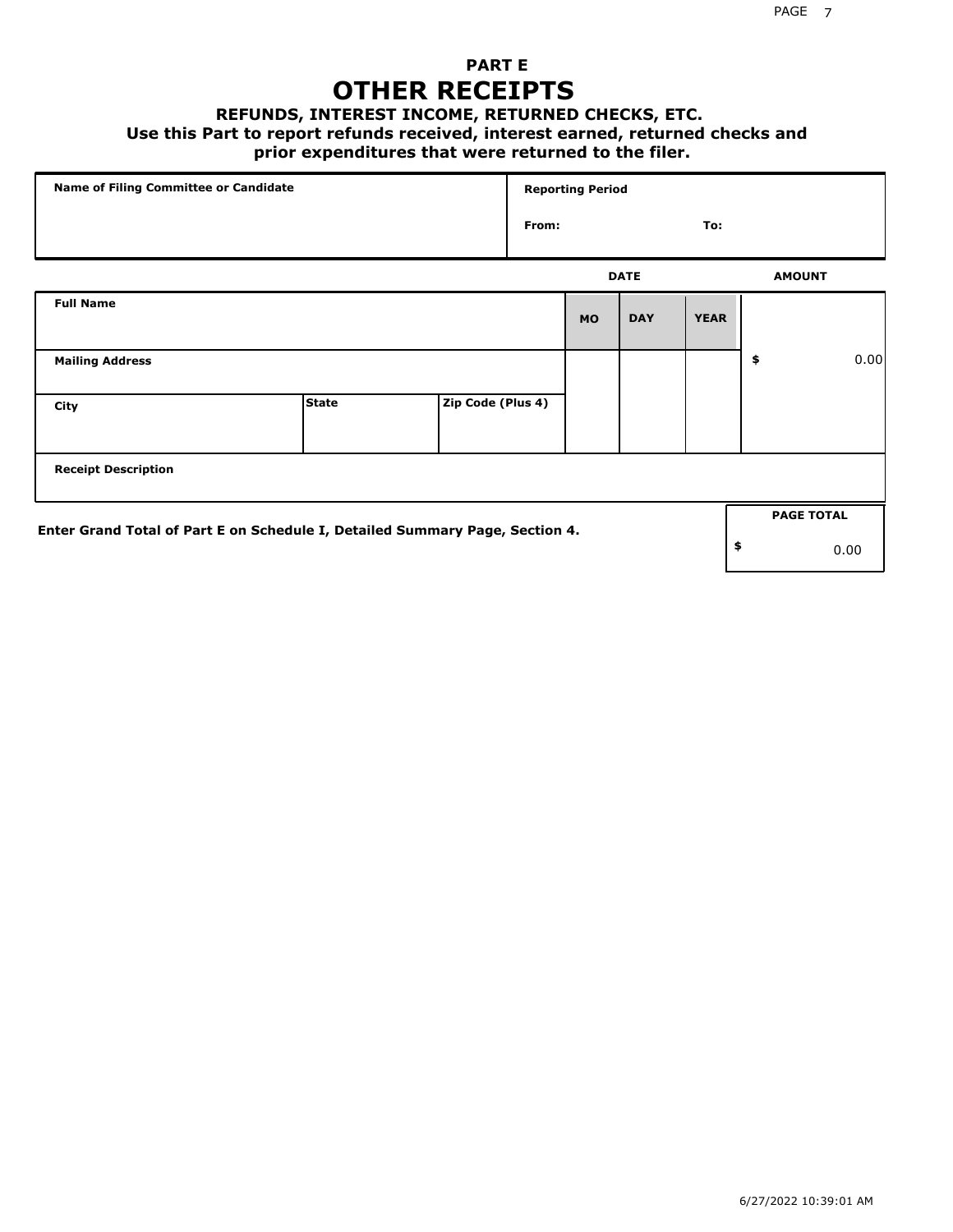## PART E

# OTHER RECEIPTS

### REFUNDS, INTEREST INCOME, RETURNED CHECKS, ETC.

**Use this Part to report refunds received, interest earned, returned checks and prior expenditures that were returned to the filer.**

| Name of Filing Committee or Candidate | Reporting Period | |
|---|---|---|
| | From: | To: |

| Full Name | | | DATE MO | DAY | YEAR | AMOUNT |
|---|---|---|---|---|---|---|
| Mailing Address | | | | | | $ 0.00 |
| City | State | Zip Code (Plus 4) | | | | |
| Receipt Description | | | | | | |

**Enter Grand Total of Part E on Schedule I, Detailed Summary Page, Section 4.**

| PAGE TOTAL |
|---|
| $ 0.00 |

6/27/2022 10:39:01 AM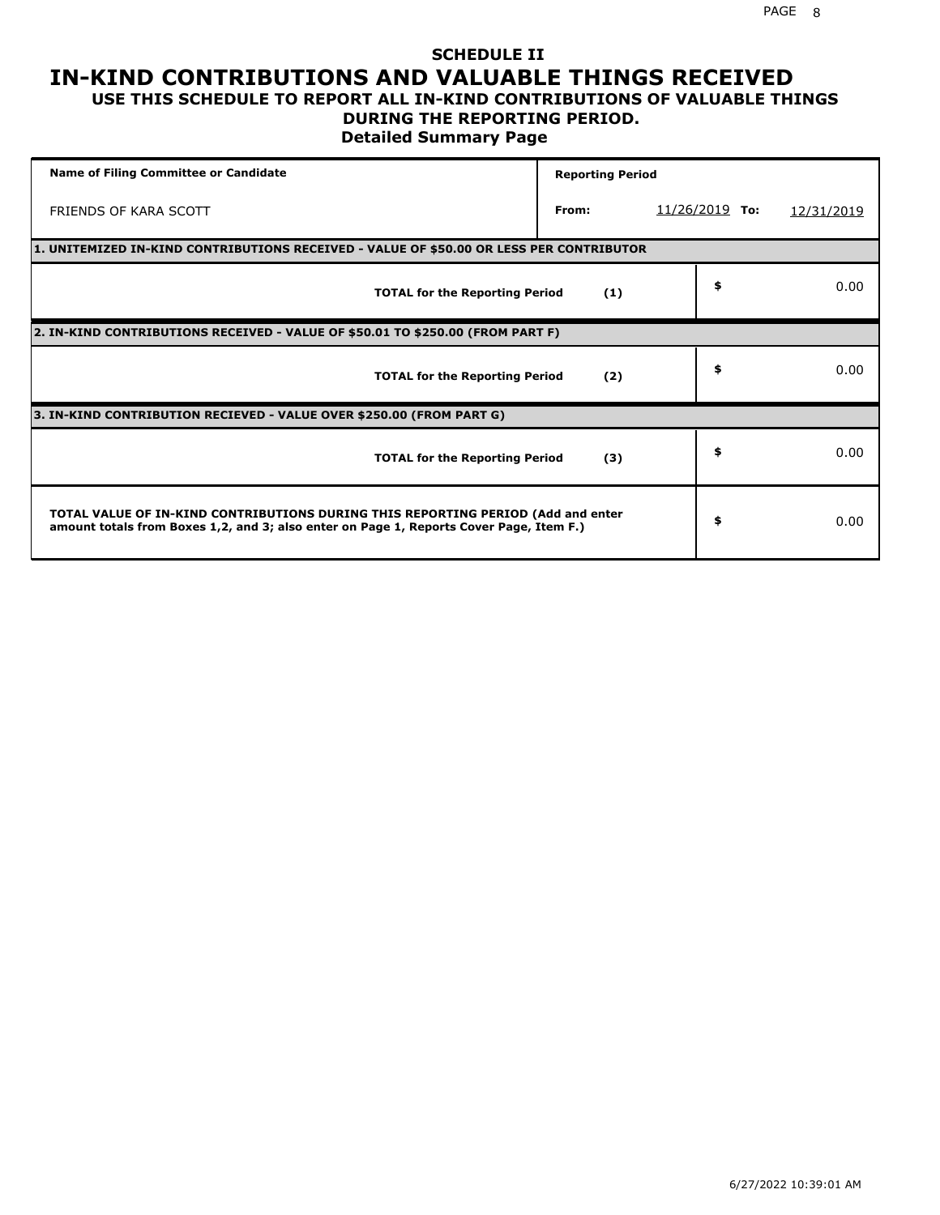## SCHEDULE II

# IN-KIND CONTRIBUTIONS AND VALUABLE THINGS RECEIVED

### USE THIS SCHEDULE TO REPORT ALL IN-KIND CONTRIBUTIONS OF VALUABLE THINGS DURING THE REPORTING PERIOD.

### Detailed Summary Page

| Name of Filing Committee or Candidate | Reporting Period | | | |
|---|---|---|---|---|
| FRIENDS OF KARA SCOTT | From: | 11/26/2019 | To: | 12/31/2019 |

**1. UNITEMIZED IN-KIND CONTRIBUTIONS RECEIVED - VALUE OF $50.00 OR LESS PER CONTRIBUTOR**

| | | |
|---|---|---|
| **TOTAL for the Reporting Period** | **(1)** | $ 0.00 |

**2. IN-KIND CONTRIBUTIONS RECEIVED - VALUE OF $50.01 TO $250.00 (FROM PART F)**

| | | |
|---|---|---|
| **TOTAL for the Reporting Period** | **(2)** | $ 0.00 |

**3. IN-KIND CONTRIBUTION RECIEVED - VALUE OVER $250.00 (FROM PART G)**

| | | |
|---|---|---|
| **TOTAL for the Reporting Period** | **(3)** | $ 0.00 |

| | |
|---|---|
| **TOTAL VALUE OF IN-KIND CONTRIBUTIONS DURING THIS REPORTING PERIOD (Add and enter amount totals from Boxes 1,2, and 3; also enter on Page 1, Reports Cover Page, Item F.)** | $ 0.00 |

6/27/2022 10:39:01 AM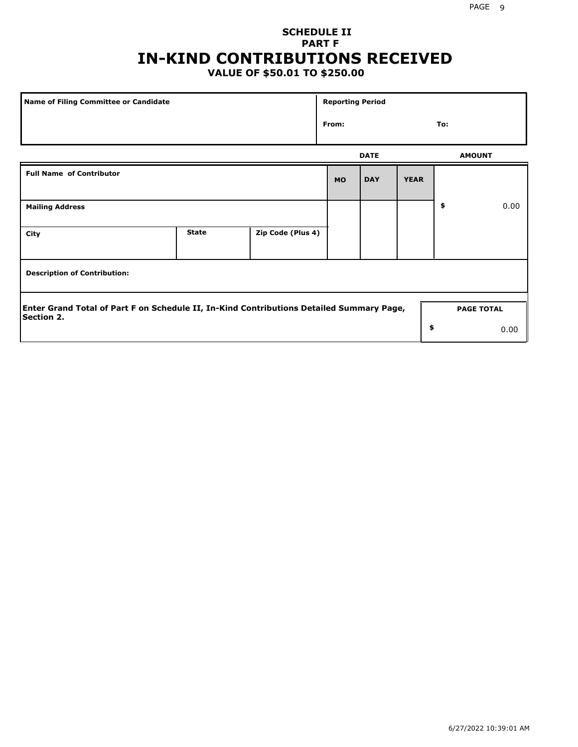## SCHEDULE II
## PART F
# IN-KIND CONTRIBUTIONS RECEIVED
### VALUE OF $50.01 TO $250.00

| Name of Filing Committee or Candidate | Reporting Period | |
|---|---|---|
| | From: | To: |

| Full Name of Contributor | | | DATE MO | DAY | YEAR | AMOUNT |
|---|---|---|---|---|---|---|
| Mailing Address | | | | | | $ 0.00 |
| City | State | Zip Code (Plus 4) | | | | |
| Description of Contribution: | | | | | | |

| Enter Grand Total of Part F on Schedule II, In-Kind Contributions Detailed Summary Page, Section 2. | PAGE TOTAL |
|---|---|
| | $ 0.00 |

6/27/2022 10:39:01 AM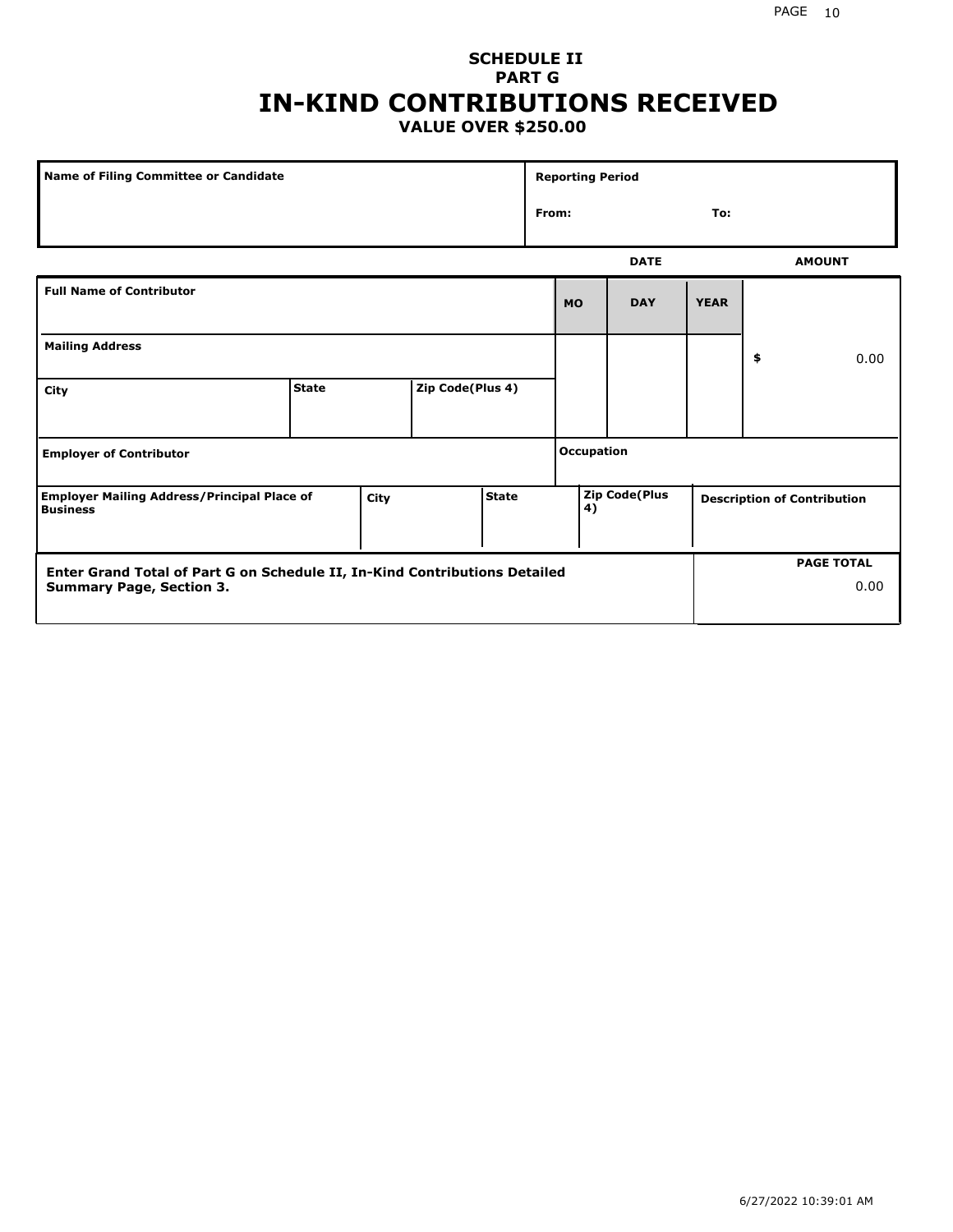**SCHEDULE II**
**PART G**

# IN-KIND CONTRIBUTIONS RECEIVED

**VALUE OVER $250.00**

| Name of Filing Committee or Candidate | Reporting Period |
| --- | --- |
| | From: To: |

| Full Name of Contributor | | | DATE | | | AMOUNT |
| --- | --- | --- | --- | --- | --- | --- |
| | | | MO | DAY | YEAR | |
| Mailing Address | | | | | | $ 0.00 |
| City | State | Zip Code(Plus 4) | | | | |
| Employer of Contributor | | | Occupation | | | |

| Employer Mailing Address/Principal Place of Business | City | State | Zip Code(Plus 4) | Description of Contribution |
| --- | --- | --- | --- | --- |
| | | | | |

| Enter Grand Total of Part G on Schedule II, In-Kind Contributions Detailed Summary Page, Section 3. | PAGE TOTAL |
| --- | --- |
| | 0.00 |

6/27/2022 10:39:01 AM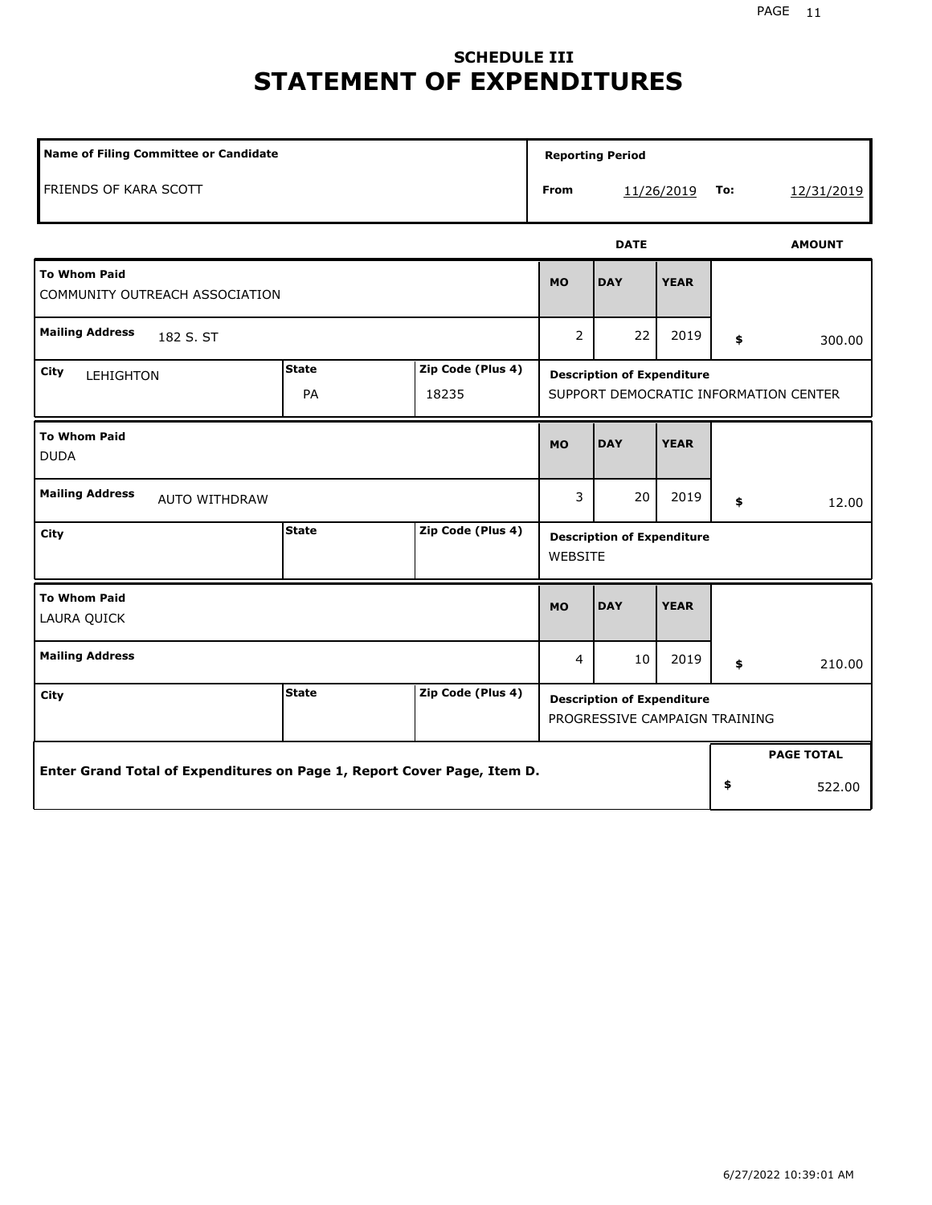## SCHEDULE III
# STATEMENT OF EXPENDITURES

| Name of Filing Committee or Candidate | Reporting Period |
|---|---|
| FRIENDS OF KARA SCOTT | From 11/26/2019 To: 12/31/2019 |

| To Whom Paid | Mailing Address | City | State | Zip Code (Plus 4) | MO | DAY | YEAR | AMOUNT | Description of Expenditure |
|---|---|---|---|---|---|---|---|---|---|
| COMMUNITY OUTREACH ASSOCIATION | 182 S. ST | LEHIGHTON | PA | 18235 | 2 | 22 | 2019 | $ 300.00 | SUPPORT DEMOCRATIC INFORMATION CENTER |
| DUDA | AUTO WITHDRAW | | | | 3 | 20 | 2019 | $ 12.00 | WEBSITE |
| LAURA QUICK | | | | | 4 | 10 | 2019 | $ 210.00 | PROGRESSIVE CAMPAIGN TRAINING |

| Enter Grand Total of Expenditures on Page 1, Report Cover Page, Item D. | PAGE TOTAL |
|---|---|
| | $ 522.00 |

6/27/2022 10:39:01 AM